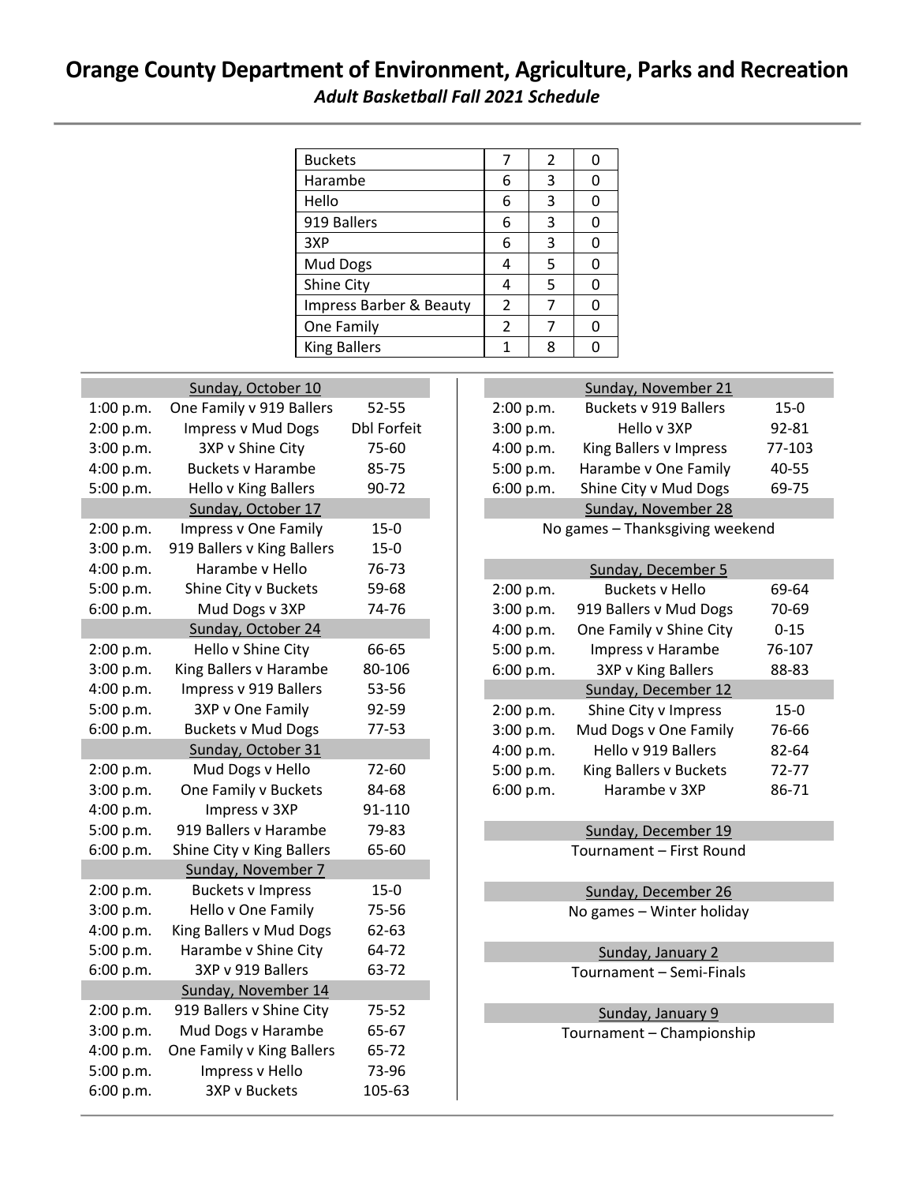# Orange County Department of Environment, Agriculture, Parks and Recreation

***Adult Basketball Fall 2021 Schedule***

| Team | | | |
|---|---|---|---|
| Buckets | 7 | 2 | 0 |
| Harambe | 6 | 3 | 0 |
| Hello | 6 | 3 | 0 |
| 919 Ballers | 6 | 3 | 0 |
| 3XP | 6 | 3 | 0 |
| Mud Dogs | 4 | 5 | 0 |
| Shine City | 4 | 5 | 0 |
| Impress Barber & Beauty | 2 | 7 | 0 |
| One Family | 2 | 7 | 0 |
| King Ballers | 1 | 8 | 0 |

| Time | Game | Score |
|---|---|---|
| **Sunday, October 10** | | |
| 1:00 p.m. | One Family v 919 Ballers | 52-55 |
| 2:00 p.m. | Impress v Mud Dogs | Dbl Forfeit |
| 3:00 p.m. | 3XP v Shine City | 75-60 |
| 4:00 p.m. | Buckets v Harambe | 85-75 |
| 5:00 p.m. | Hello v King Ballers | 90-72 |
| **Sunday, October 17** | | |
| 2:00 p.m. | Impress v One Family | 15-0 |
| 3:00 p.m. | 919 Ballers v King Ballers | 15-0 |
| 4:00 p.m. | Harambe v Hello | 76-73 |
| 5:00 p.m. | Shine City v Buckets | 59-68 |
| 6:00 p.m. | Mud Dogs v 3XP | 74-76 |
| **Sunday, October 24** | | |
| 2:00 p.m. | Hello v Shine City | 66-65 |
| 3:00 p.m. | King Ballers v Harambe | 80-106 |
| 4:00 p.m. | Impress v 919 Ballers | 53-56 |
| 5:00 p.m. | 3XP v One Family | 92-59 |
| 6:00 p.m. | Buckets v Mud Dogs | 77-53 |
| **Sunday, October 31** | | |
| 2:00 p.m. | Mud Dogs v Hello | 72-60 |
| 3:00 p.m. | One Family v Buckets | 84-68 |
| 4:00 p.m. | Impress v 3XP | 91-110 |
| 5:00 p.m. | 919 Ballers v Harambe | 79-83 |
| 6:00 p.m. | Shine City v King Ballers | 65-60 |
| **Sunday, November 7** | | |
| 2:00 p.m. | Buckets v Impress | 15-0 |
| 3:00 p.m. | Hello v One Family | 75-56 |
| 4:00 p.m. | King Ballers v Mud Dogs | 62-63 |
| 5:00 p.m. | Harambe v Shine City | 64-72 |
| 6:00 p.m. | 3XP v 919 Ballers | 63-72 |
| **Sunday, November 14** | | |
| 2:00 p.m. | 919 Ballers v Shine City | 75-52 |
| 3:00 p.m. | Mud Dogs v Harambe | 65-67 |
| 4:00 p.m. | One Family v King Ballers | 65-72 |
| 5:00 p.m. | Impress v Hello | 73-96 |
| 6:00 p.m. | 3XP v Buckets | 105-63 |
| **Sunday, November 21** | | |
| 2:00 p.m. | Buckets v 919 Ballers | 15-0 |
| 3:00 p.m. | Hello v 3XP | 92-81 |
| 4:00 p.m. | King Ballers v Impress | 77-103 |
| 5:00 p.m. | Harambe v One Family | 40-55 |
| 6:00 p.m. | Shine City v Mud Dogs | 69-75 |
| **Sunday, November 28** | | |
| | No games – Thanksgiving weekend | |
| **Sunday, December 5** | | |
| 2:00 p.m. | Buckets v Hello | 69-64 |
| 3:00 p.m. | 919 Ballers v Mud Dogs | 70-69 |
| 4:00 p.m. | One Family v Shine City | 0-15 |
| 5:00 p.m. | Impress v Harambe | 76-107 |
| 6:00 p.m. | 3XP v King Ballers | 88-83 |
| **Sunday, December 12** | | |
| 2:00 p.m. | Shine City v Impress | 15-0 |
| 3:00 p.m. | Mud Dogs v One Family | 76-66 |
| 4:00 p.m. | Hello v 919 Ballers | 82-64 |
| 5:00 p.m. | King Ballers v Buckets | 72-77 |
| 6:00 p.m. | Harambe v 3XP | 86-71 |
| **Sunday, December 19** | | |
| | Tournament – First Round | |
| **Sunday, December 26** | | |
| | No games – Winter holiday | |
| **Sunday, January 2** | | |
| | Tournament – Semi-Finals | |
| **Sunday, January 9** | | |
| | Tournament – Championship | |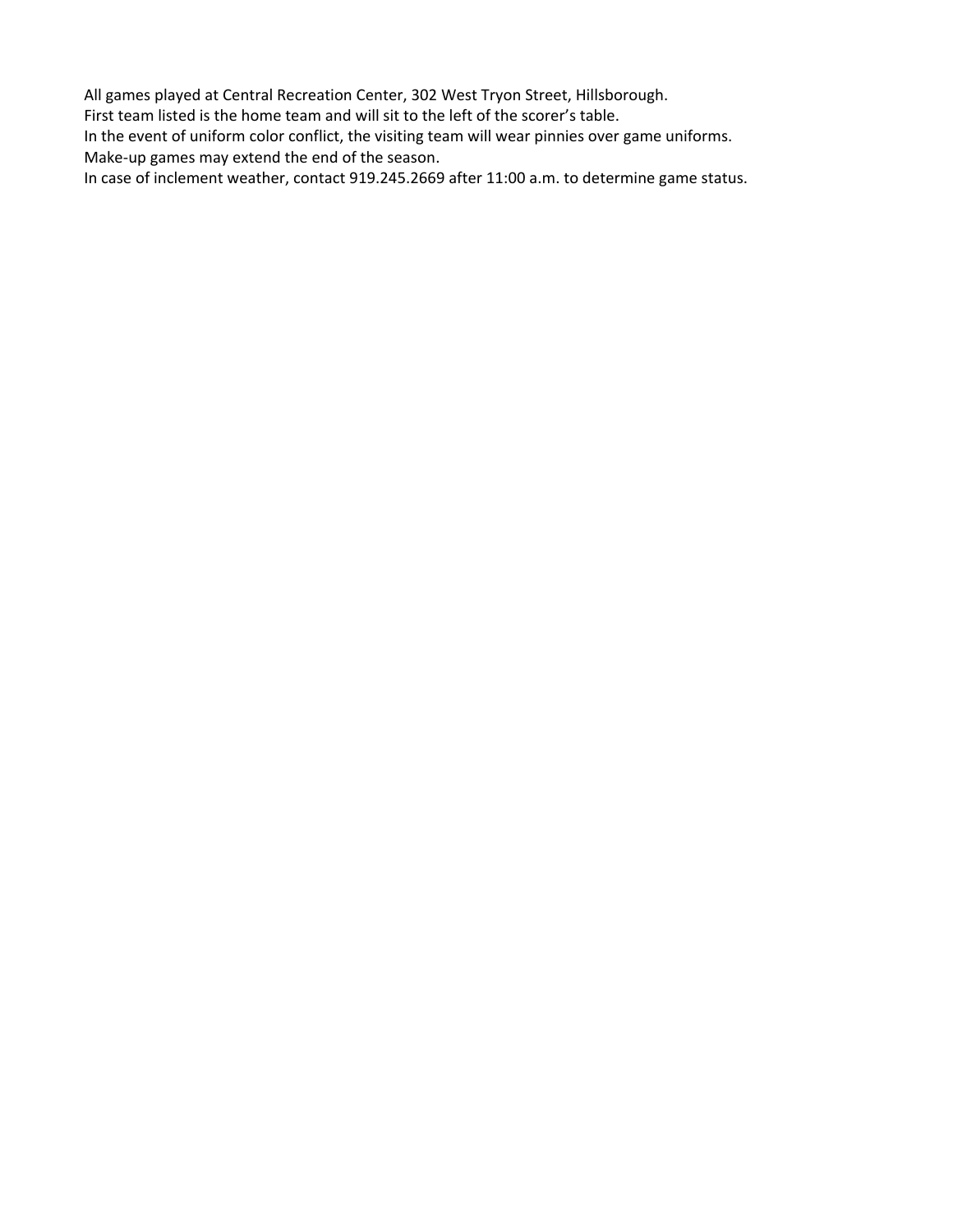All games played at Central Recreation Center, 302 West Tryon Street, Hillsborough.
First team listed is the home team and will sit to the left of the scorer's table.
In the event of uniform color conflict, the visiting team will wear pinnies over game uniforms.
Make-up games may extend the end of the season.
In case of inclement weather, contact 919.245.2669 after 11:00 a.m. to determine game status.